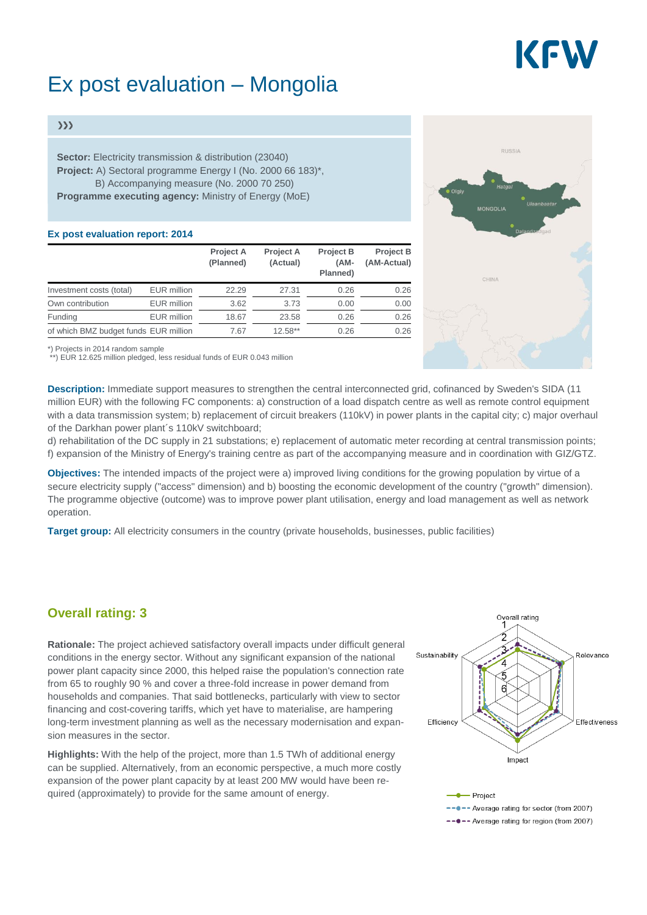# Ex post evaluation – Mongolia

**Sector:** Electricity transmission & distribution (23040)
**Project:** A) Sectoral programme Energy I (No. 2000 66 183)*,
B) Accompanying measure (No. 2000 70 250)
**Programme executing agency:** Ministry of Energy (MoE)

### Ex post evaluation report: 2014

| | | Project A (Planned) | Project A (Actual) | Project B (AM-Planned) | Project B (AM-Actual) |
|---|---|---|---|---|---|
| Investment costs (total) | EUR million | 22.29 | 27.31 | 0.26 | 0.26 |
| Own contribution | EUR million | 3.62 | 3.73 | 0.00 | 0.00 |
| Funding | EUR million | 18.67 | 23.58 | 0.26 | 0.26 |
| of which BMZ budget funds | EUR million | 7.67 | 12.58** | 0.26 | 0.26 |

*) Projects in 2014 random sample
**) EUR 12.625 million pledged, less residual funds of EUR 0.043 million

RUSSIA
Olgiy
Hatgal
Ulaanbaatar
MONGOLIA
Dalandzadgad
CHINA

**Description:** Immediate support measures to strengthen the central interconnected grid, cofinanced by Sweden's SIDA (11 million EUR) with the following FC components: a) construction of a load dispatch centre as well as remote control equipment with a data transmission system; b) replacement of circuit breakers (110kV) in power plants in the capital city; c) major overhaul of the Darkhan power plant´s 110kV switchboard;
d) rehabilitation of the DC supply in 21 substations; e) replacement of automatic meter recording at central transmission points; f) expansion of the Ministry of Energy's training centre as part of the accompanying measure and in coordination with GIZ/GTZ.

**Objectives:** The intended impacts of the project were a) improved living conditions for the growing population by virtue of a secure electricity supply ("access" dimension) and b) boosting the economic development of the country ("growth" dimension). The programme objective (outcome) was to improve power plant utilisation, energy and load management as well as network operation.

**Target group:** All electricity consumers in the country (private households, businesses, public facilities)

## Overall rating: 3

**Rationale:** The project achieved satisfactory overall impacts under difficult general conditions in the energy sector. Without any significant expansion of the national power plant capacity since 2000, this helped raise the population's connection rate from 65 to roughly 90 % and cover a three-fold increase in power demand from households and companies. That said bottlenecks, particularly with view to sector financing and cost-covering tariffs, which yet have to materialise, are hampering long-term investment planning as well as the necessary modernisation and expansion measures in the sector.

**Highlights:** With the help of the project, more than 1.5 TWh of additional energy can be supplied. Alternatively, from an economic perspective, a much more costly expansion of the power plant capacity by at least 200 MW would have been required (approximately) to provide for the same amount of energy.

Overall rating
1
2
3
4
5
6
Relevance
Effectiveness
Impact
Efficiency
Sustainability

Project
Average rating for sector (from 2007)
Average rating for region (from 2007)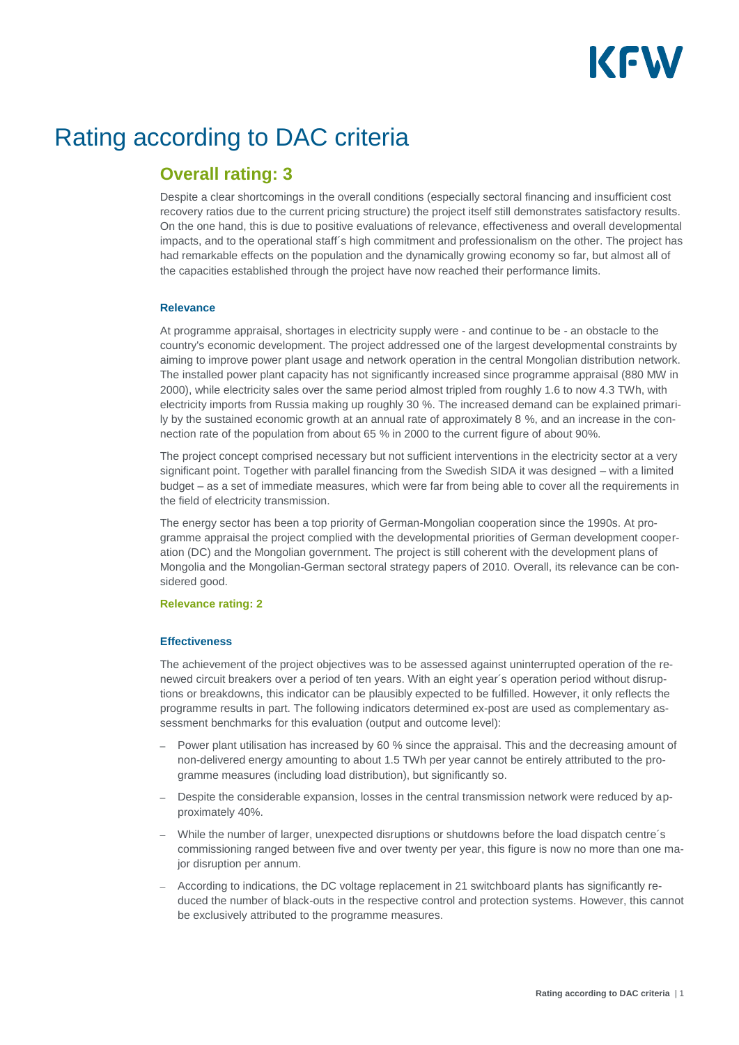# Rating according to DAC criteria

## Overall rating: 3

Despite a clear shortcomings in the overall conditions (especially sectoral financing and insufficient cost recovery ratios due to the current pricing structure) the project itself still demonstrates satisfactory results. On the one hand, this is due to positive evaluations of relevance, effectiveness and overall developmental impacts, and to the operational staff´s high commitment and professionalism on the other. The project has had remarkable effects on the population and the dynamically growing economy so far, but almost all of the capacities established through the project have now reached their performance limits.

### Relevance

At programme appraisal, shortages in electricity supply were - and continue to be - an obstacle to the country's economic development. The project addressed one of the largest developmental constraints by aiming to improve power plant usage and network operation in the central Mongolian distribution network. The installed power plant capacity has not significantly increased since programme appraisal (880 MW in 2000), while electricity sales over the same period almost tripled from roughly 1.6 to now 4.3 TWh, with electricity imports from Russia making up roughly 30 %. The increased demand can be explained primarily by the sustained economic growth at an annual rate of approximately 8 %, and an increase in the connection rate of the population from about 65 % in 2000 to the current figure of about 90%.

The project concept comprised necessary but not sufficient interventions in the electricity sector at a very significant point. Together with parallel financing from the Swedish SIDA it was designed – with a limited budget – as a set of immediate measures, which were far from being able to cover all the requirements in the field of electricity transmission.

The energy sector has been a top priority of German-Mongolian cooperation since the 1990s. At programme appraisal the project complied with the developmental priorities of German development cooperation (DC) and the Mongolian government. The project is still coherent with the development plans of Mongolia and the Mongolian-German sectoral strategy papers of 2010. Overall, its relevance can be considered good.

**Relevance rating: 2**

### Effectiveness

The achievement of the project objectives was to be assessed against uninterrupted operation of the renewed circuit breakers over a period of ten years. With an eight year´s operation period without disruptions or breakdowns, this indicator can be plausibly expected to be fulfilled. However, it only reflects the programme results in part. The following indicators determined ex-post are used as complementary assessment benchmarks for this evaluation (output and outcome level):

- Power plant utilisation has increased by 60 % since the appraisal. This and the decreasing amount of non-delivered energy amounting to about 1.5 TWh per year cannot be entirely attributed to the programme measures (including load distribution), but significantly so.
- Despite the considerable expansion, losses in the central transmission network were reduced by approximately 40%.
- While the number of larger, unexpected disruptions or shutdowns before the load dispatch centre´s commissioning ranged between five and over twenty per year, this figure is now no more than one major disruption per annum.
- According to indications, the DC voltage replacement in 21 switchboard plants has significantly reduced the number of black-outs in the respective control and protection systems. However, this cannot be exclusively attributed to the programme measures.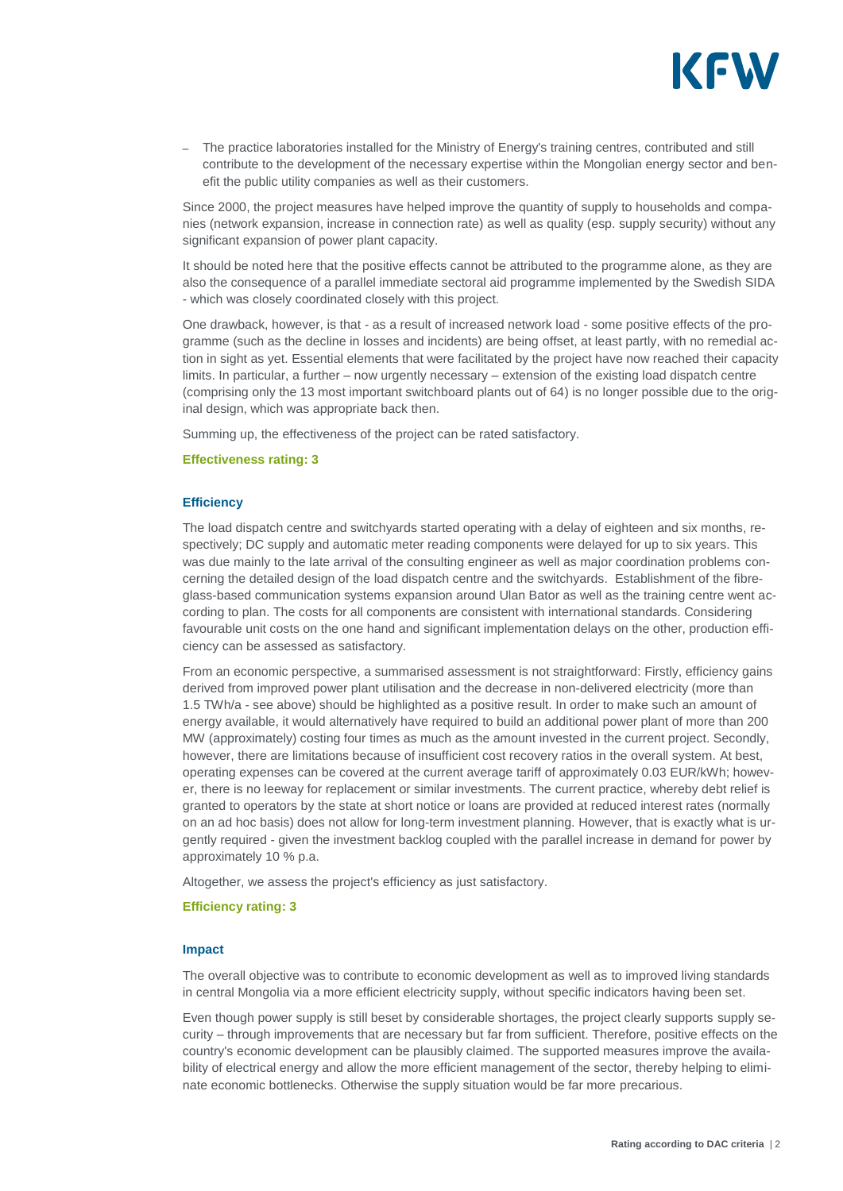- The practice laboratories installed for the Ministry of Energy's training centres, contributed and still contribute to the development of the necessary expertise within the Mongolian energy sector and benefit the public utility companies as well as their customers.

Since 2000, the project measures have helped improve the quantity of supply to households and companies (network expansion, increase in connection rate) as well as quality (esp. supply security) without any significant expansion of power plant capacity.

It should be noted here that the positive effects cannot be attributed to the programme alone, as they are also the consequence of a parallel immediate sectoral aid programme implemented by the Swedish SIDA - which was closely coordinated closely with this project.

One drawback, however, is that - as a result of increased network load - some positive effects of the programme (such as the decline in losses and incidents) are being offset, at least partly, with no remedial action in sight as yet. Essential elements that were facilitated by the project have now reached their capacity limits. In particular, a further – now urgently necessary – extension of the existing load dispatch centre (comprising only the 13 most important switchboard plants out of 64) is no longer possible due to the original design, which was appropriate back then.

Summing up, the effectiveness of the project can be rated satisfactory.

**Effectiveness rating: 3**

### Efficiency

The load dispatch centre and switchyards started operating with a delay of eighteen and six months, respectively; DC supply and automatic meter reading components were delayed for up to six years. This was due mainly to the late arrival of the consulting engineer as well as major coordination problems concerning the detailed design of the load dispatch centre and the switchyards. Establishment of the fibreglass-based communication systems expansion around Ulan Bator as well as the training centre went according to plan. The costs for all components are consistent with international standards. Considering favourable unit costs on the one hand and significant implementation delays on the other, production efficiency can be assessed as satisfactory.

From an economic perspective, a summarised assessment is not straightforward: Firstly, efficiency gains derived from improved power plant utilisation and the decrease in non-delivered electricity (more than 1.5 TWh/a - see above) should be highlighted as a positive result. In order to make such an amount of energy available, it would alternatively have required to build an additional power plant of more than 200 MW (approximately) costing four times as much as the amount invested in the current project. Secondly, however, there are limitations because of insufficient cost recovery ratios in the overall system. At best, operating expenses can be covered at the current average tariff of approximately 0.03 EUR/kWh; however, there is no leeway for replacement or similar investments. The current practice, whereby debt relief is granted to operators by the state at short notice or loans are provided at reduced interest rates (normally on an ad hoc basis) does not allow for long-term investment planning. However, that is exactly what is urgently required - given the investment backlog coupled with the parallel increase in demand for power by approximately 10 % p.a.

Altogether, we assess the project's efficiency as just satisfactory.

**Efficiency rating: 3**

### Impact

The overall objective was to contribute to economic development as well as to improved living standards in central Mongolia via a more efficient electricity supply, without specific indicators having been set.

Even though power supply is still beset by considerable shortages, the project clearly supports supply security – through improvements that are necessary but far from sufficient. Therefore, positive effects on the country's economic development can be plausibly claimed. The supported measures improve the availability of electrical energy and allow the more efficient management of the sector, thereby helping to eliminate economic bottlenecks. Otherwise the supply situation would be far more precarious.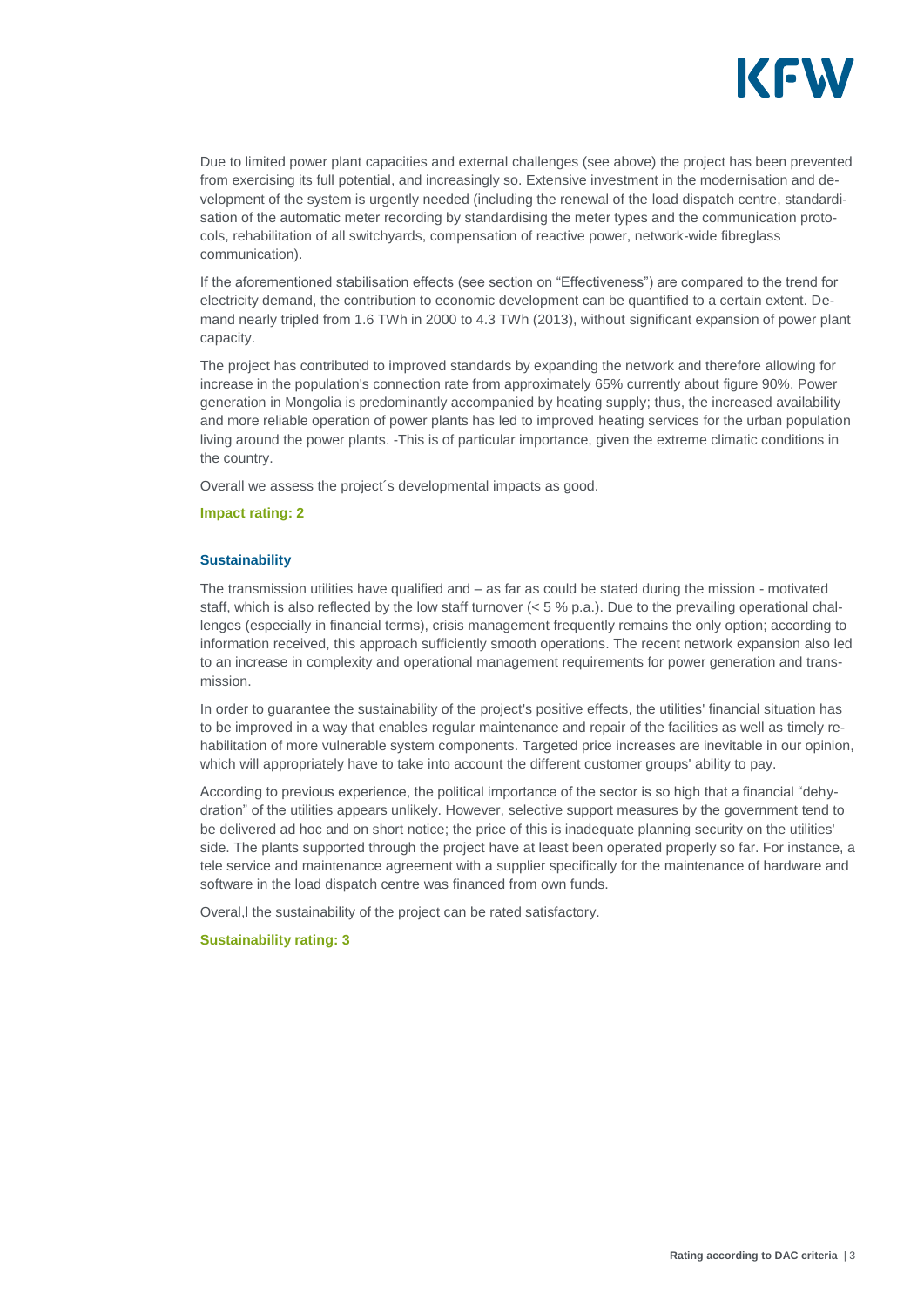Due to limited power plant capacities and external challenges (see above) the project has been prevented from exercising its full potential, and increasingly so. Extensive investment in the modernisation and development of the system is urgently needed (including the renewal of the load dispatch centre, standardisation of the automatic meter recording by standardising the meter types and the communication protocols, rehabilitation of all switchyards, compensation of reactive power, network-wide fibreglass communication).

If the aforementioned stabilisation effects (see section on "Effectiveness") are compared to the trend for electricity demand, the contribution to economic development can be quantified to a certain extent. Demand nearly tripled from 1.6 TWh in 2000 to 4.3 TWh (2013), without significant expansion of power plant capacity.

The project has contributed to improved standards by expanding the network and therefore allowing for increase in the population's connection rate from approximately 65% currently about figure 90%. Power generation in Mongolia is predominantly accompanied by heating supply; thus, the increased availability and more reliable operation of power plants has led to improved heating services for the urban population living around the power plants. -This is of particular importance, given the extreme climatic conditions in the country.

Overall we assess the project´s developmental impacts as good.

**Impact rating: 2**

## Sustainability

The transmission utilities have qualified and – as far as could be stated during the mission - motivated staff, which is also reflected by the low staff turnover (< 5 % p.a.). Due to the prevailing operational challenges (especially in financial terms), crisis management frequently remains the only option; according to information received, this approach sufficiently smooth operations. The recent network expansion also led to an increase in complexity and operational management requirements for power generation and transmission.

In order to guarantee the sustainability of the project's positive effects, the utilities' financial situation has to be improved in a way that enables regular maintenance and repair of the facilities as well as timely rehabilitation of more vulnerable system components. Targeted price increases are inevitable in our opinion, which will appropriately have to take into account the different customer groups' ability to pay.

According to previous experience, the political importance of the sector is so high that a financial "dehydration" of the utilities appears unlikely. However, selective support measures by the government tend to be delivered ad hoc and on short notice; the price of this is inadequate planning security on the utilities' side. The plants supported through the project have at least been operated properly so far. For instance, a tele service and maintenance agreement with a supplier specifically for the maintenance of hardware and software in the load dispatch centre was financed from own funds.

Overal,l the sustainability of the project can be rated satisfactory.

**Sustainability rating: 3**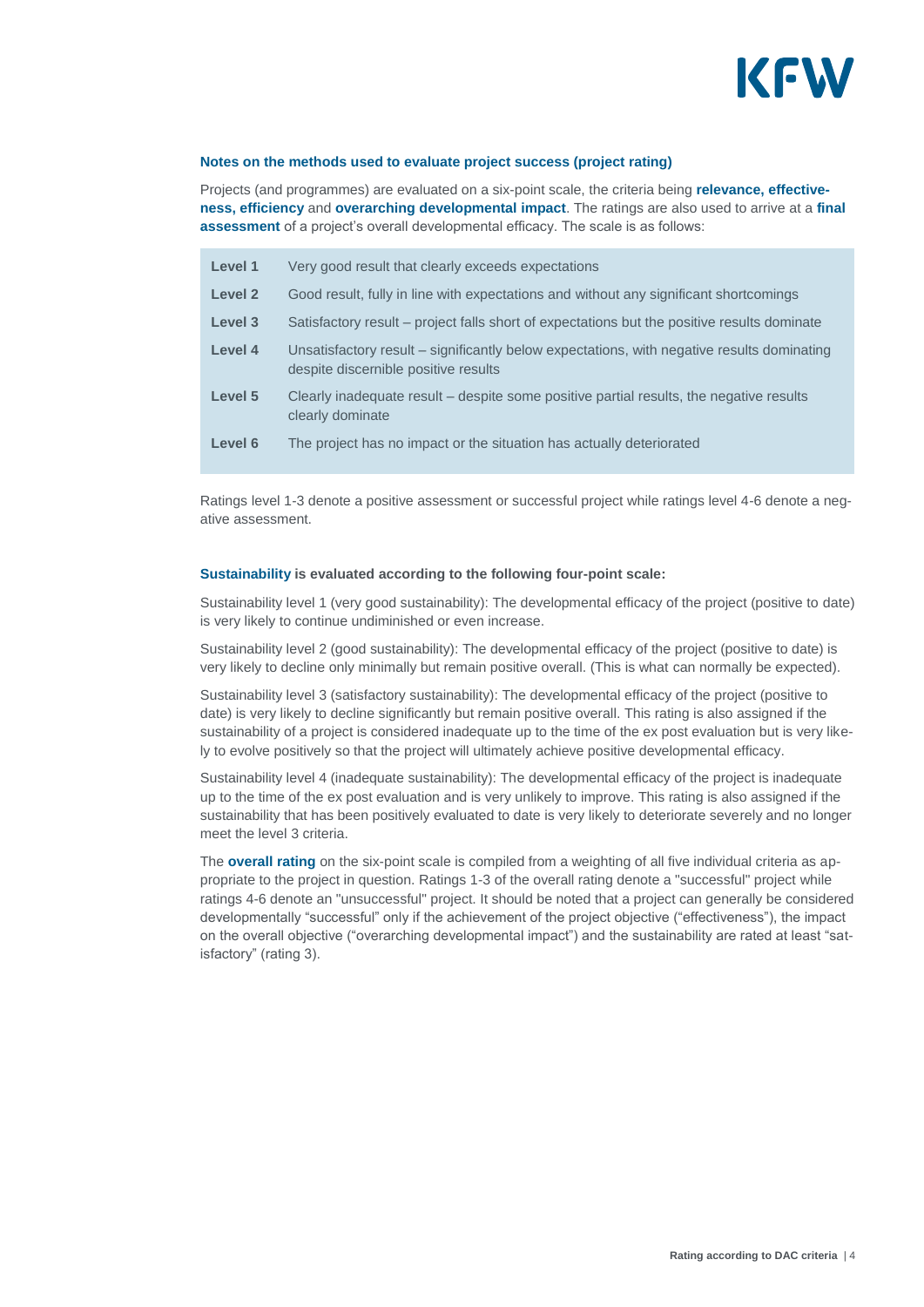### Notes on the methods used to evaluate project success (project rating)

Projects (and programmes) are evaluated on a six-point scale, the criteria being **relevance, effectiveness, efficiency** and **overarching developmental impact**. The ratings are also used to arrive at a **final assessment** of a project's overall developmental efficacy. The scale is as follows:

| | |
|---|---|
| **Level 1** | Very good result that clearly exceeds expectations |
| **Level 2** | Good result, fully in line with expectations and without any significant shortcomings |
| **Level 3** | Satisfactory result – project falls short of expectations but the positive results dominate |
| **Level 4** | Unsatisfactory result – significantly below expectations, with negative results dominating despite discernible positive results |
| **Level 5** | Clearly inadequate result – despite some positive partial results, the negative results clearly dominate |
| **Level 6** | The project has no impact or the situation has actually deteriorated |

Ratings level 1-3 denote a positive assessment or successful project while ratings level 4-6 denote a negative assessment.

### Sustainability is evaluated according to the following four-point scale:

Sustainability level 1 (very good sustainability): The developmental efficacy of the project (positive to date) is very likely to continue undiminished or even increase.

Sustainability level 2 (good sustainability): The developmental efficacy of the project (positive to date) is very likely to decline only minimally but remain positive overall. (This is what can normally be expected).

Sustainability level 3 (satisfactory sustainability): The developmental efficacy of the project (positive to date) is very likely to decline significantly but remain positive overall. This rating is also assigned if the sustainability of a project is considered inadequate up to the time of the ex post evaluation but is very likely to evolve positively so that the project will ultimately achieve positive developmental efficacy.

Sustainability level 4 (inadequate sustainability): The developmental efficacy of the project is inadequate up to the time of the ex post evaluation and is very unlikely to improve. This rating is also assigned if the sustainability that has been positively evaluated to date is very likely to deteriorate severely and no longer meet the level 3 criteria.

The **overall rating** on the six-point scale is compiled from a weighting of all five individual criteria as appropriate to the project in question. Ratings 1-3 of the overall rating denote a "successful" project while ratings 4-6 denote an "unsuccessful" project. It should be noted that a project can generally be considered developmentally "successful" only if the achievement of the project objective ("effectiveness"), the impact on the overall objective ("overarching developmental impact") and the sustainability are rated at least "satisfactory" (rating 3).